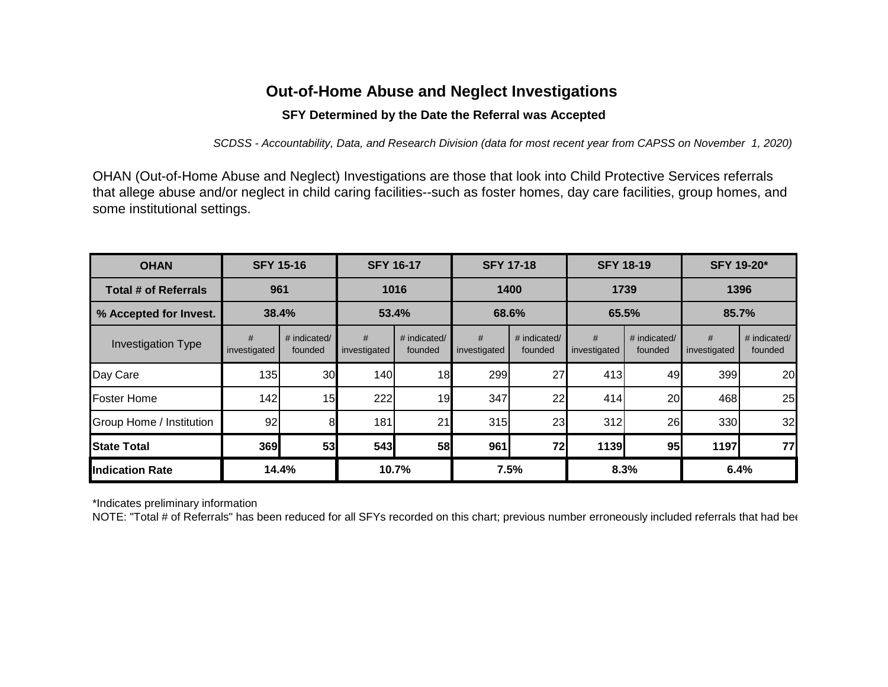# Out-of-Home Abuse and Neglect Investigations

**SFY Determined by the Date the Referral was Accepted**

*SCDSS - Accountability, Data, and Research Division (data for most recent year from CAPSS on November 1, 2020)*

OHAN (Out-of-Home Abuse and Neglect) Investigations are those that look into Child Protective Services referrals that allege abuse and/or neglect in child caring facilities--such as foster homes, day care facilities, group homes, and some institutional settings.

| OHAN | SFY 15-16 | | SFY 16-17 | | SFY 17-18 | | SFY 18-19 | | SFY 19-20* | |
|---|---|---|---|---|---|---|---|---|---|---|
| **Total # of Referrals** | 961 | | 1016 | | 1400 | | 1739 | | 1396 | |
| **% Accepted for Invest.** | 38.4% | | 53.4% | | 68.6% | | 65.5% | | 85.7% | |
| Investigation Type | # investigated | # indicated/ founded | # investigated | # indicated/ founded | # investigated | # indicated/ founded | # investigated | # indicated/ founded | # investigated | # indicated/ founded |
| Day Care | 135 | 30 | 140 | 18 | 299 | 27 | 413 | 49 | 399 | 20 |
| Foster Home | 142 | 15 | 222 | 19 | 347 | 22 | 414 | 20 | 468 | 25 |
| Group Home / Institution | 92 | 8 | 181 | 21 | 315 | 23 | 312 | 26 | 330 | 32 |
| **State Total** | **369** | **53** | **543** | **58** | **961** | **72** | **1139** | **95** | **1197** | **77** |
| **Indication Rate** | **14.4%** | | **10.7%** | | **7.5%** | | **8.3%** | | **6.4%** | |

*Indicates preliminary information

NOTE: "Total # of Referrals" has been reduced for all SFYs recorded on this chart; previous number erroneously included referrals that had bee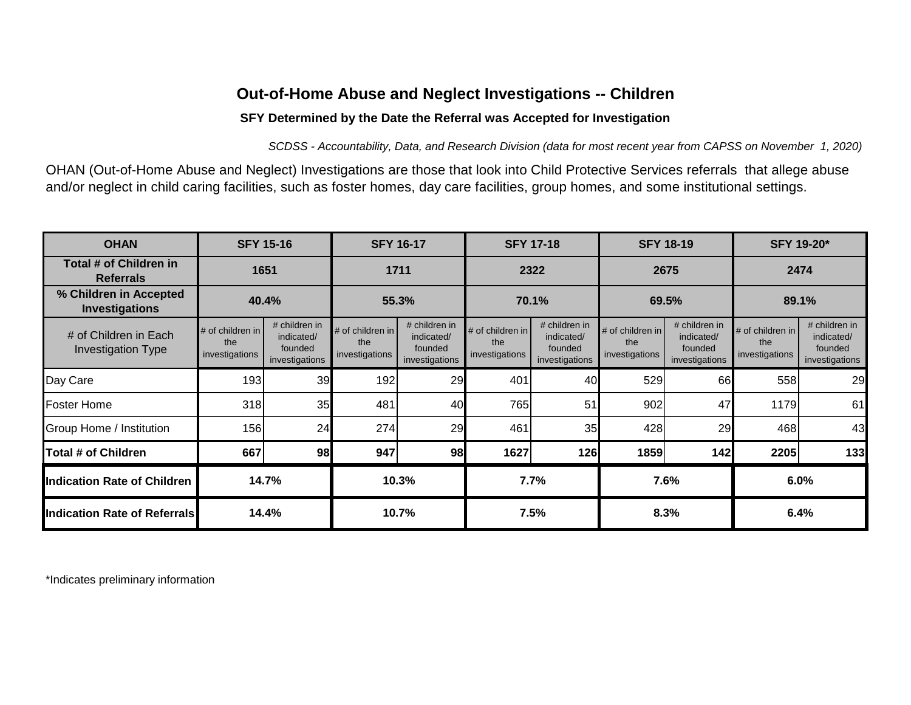## Out-of-Home Abuse and Neglect Investigations -- Children

**SFY Determined by the Date the Referral was Accepted for Investigation**

*SCDSS - Accountability, Data, and Research Division (data for most recent year from CAPSS on November 1, 2020)*

OHAN (Out-of-Home Abuse and Neglect) Investigations are those that look into Child Protective Services referrals that allege abuse and/or neglect in child caring facilities, such as foster homes, day care facilities, group homes, and some institutional settings.

| OHAN | SFY 15-16 | | SFY 16-17 | | SFY 17-18 | | SFY 18-19 | | SFY 19-20* | |
|---|---|---|---|---|---|---|---|---|---|---|
| **Total # of Children in Referrals** | **1651** | | **1711** | | **2322** | | **2675** | | **2474** | |
| **% Children in Accepted Investigations** | **40.4%** | | **55.3%** | | **70.1%** | | **69.5%** | | **89.1%** | |
| # of Children in Each Investigation Type | # of children in the investigations | # children in indicated/ founded investigations | # of children in the investigations | # children in indicated/ founded investigations | # of children in the investigations | # children in indicated/ founded investigations | # of children in the investigations | # children in indicated/ founded investigations | # of children in the investigations | # children in indicated/ founded investigations |
| Day Care | 193 | 39 | 192 | 29 | 401 | 40 | 529 | 66 | 558 | 29 |
| Foster Home | 318 | 35 | 481 | 40 | 765 | 51 | 902 | 47 | 1179 | 61 |
| Group Home / Institution | 156 | 24 | 274 | 29 | 461 | 35 | 428 | 29 | 468 | 43 |
| **Total # of Children** | **667** | **98** | **947** | **98** | **1627** | **126** | **1859** | **142** | **2205** | **133** |
| **Indication Rate of Children** | **14.7%** | | **10.3%** | | **7.7%** | | **7.6%** | | **6.0%** | |
| **Indication Rate of Referrals** | **14.4%** | | **10.7%** | | **7.5%** | | **8.3%** | | **6.4%** | |

*Indicates preliminary information